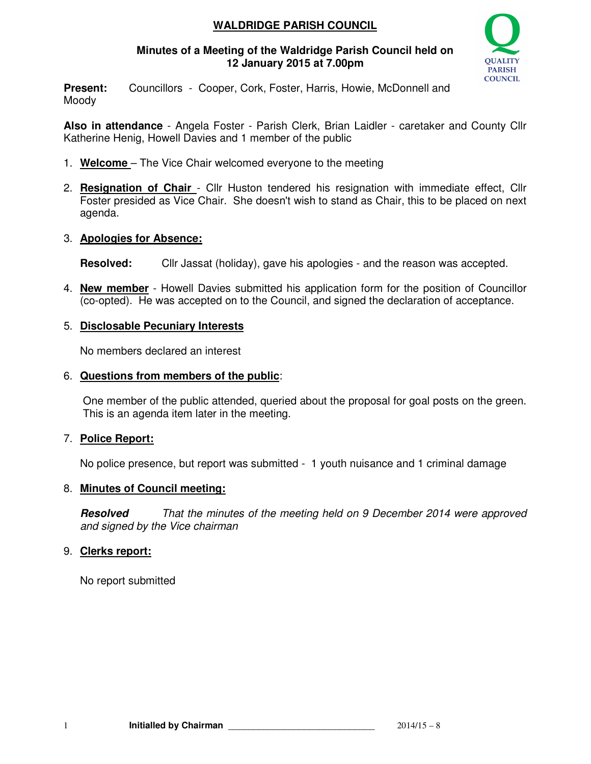# WALDRIDGE PARISH COUNCIL

## Minutes of a Meeting of the Waldridge Parish Council held on 12 January 2015 at 7.00pm

QUALITY PARISH COUNCIL

**Present:** Councillors - Cooper, Cork, Foster, Harris, Howie, McDonnell and Moody

**Also in attendance** - Angela Foster - Parish Clerk, Brian Laidler - caretaker and County Cllr Katherine Henig, Howell Davies and 1 member of the public

1. **Welcome** – The Vice Chair welcomed everyone to the meeting

2. **Resignation of Chair** - Cllr Huston tendered his resignation with immediate effect, Cllr Foster presided as Vice Chair. She doesn't wish to stand as Chair, this to be placed on next agenda.

3. **Apologies for Absence:**

   **Resolved:** Cllr Jassat (holiday), gave his apologies - and the reason was accepted.

4. **New member** - Howell Davies submitted his application form for the position of Councillor (co-opted). He was accepted on to the Council, and signed the declaration of acceptance.

5. **Disclosable Pecuniary Interests**

   No members declared an interest

6. **Questions from members of the public**:

   One member of the public attended, queried about the proposal for goal posts on the green. This is an agenda item later in the meeting.

7. **Police Report:**

   No police presence, but report was submitted - 1 youth nuisance and 1 criminal damage

8. **Minutes of Council meeting:**

   ***Resolved*** *That the minutes of the meeting held on 9 December 2014 were approved and signed by the Vice chairman*

9. **Clerks report:**

   No report submitted

**Initialled by Chairman** ______________________________ 2014/15 – 8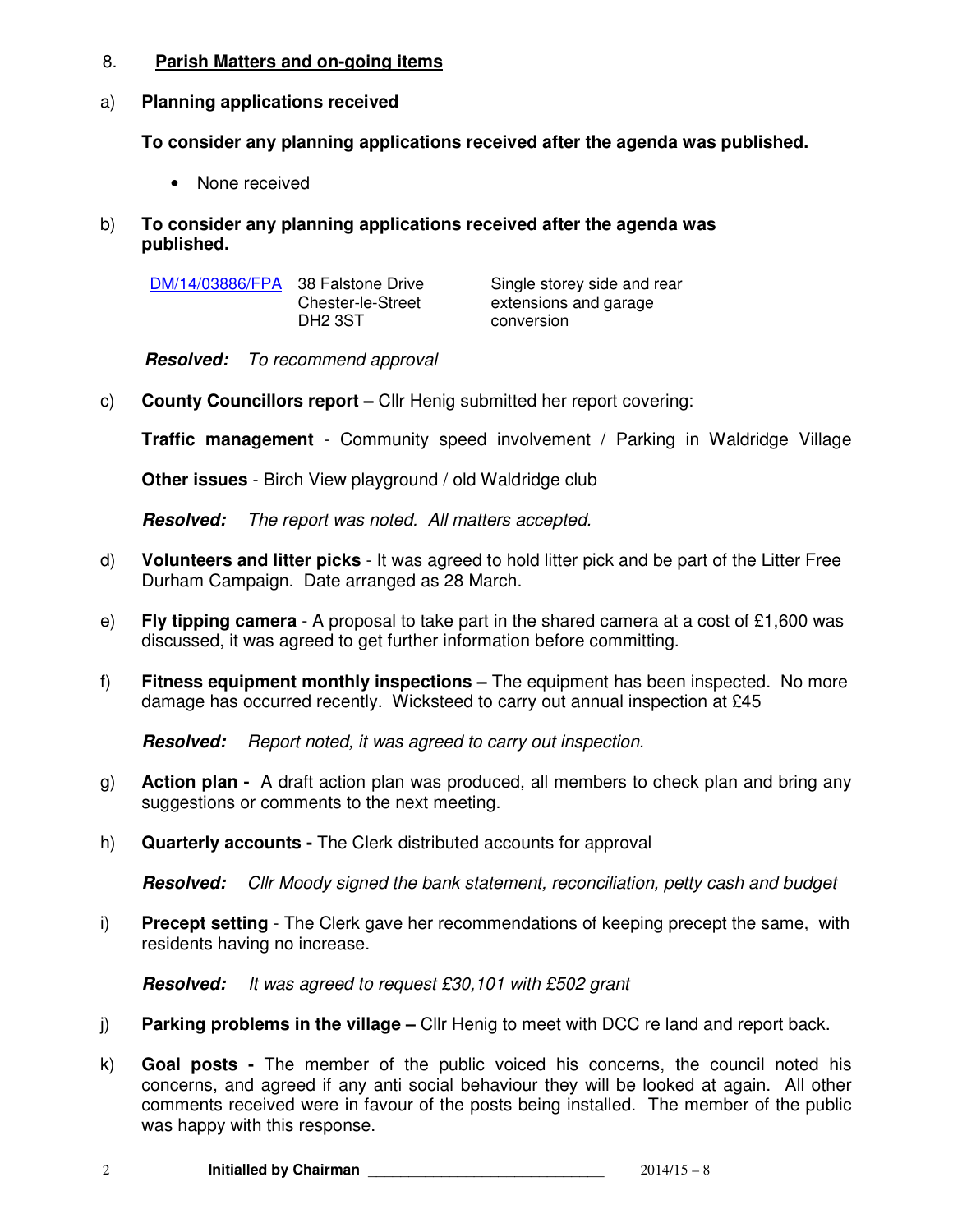8. **<u>Parish Matters and on-going items</u>**

a) **Planning applications received**

**To consider any planning applications received after the agenda was published.**

- None received

b) **To consider any planning applications received after the agenda was published.**

| | | |
|---|---|---|
| DM/14/03886/FPA | 38 Falstone Drive Chester-le-Street DH2 3ST | Single storey side and rear extensions and garage conversion |

***Resolved:*** *To recommend approval*

c) **County Councillors report –** Cllr Henig submitted her report covering:

**Traffic management** - Community speed involvement / Parking in Waldridge Village

**Other issues** - Birch View playground / old Waldridge club

***Resolved:*** *The report was noted. All matters accepted.*

d) **Volunteers and litter picks** - It was agreed to hold litter pick and be part of the Litter Free Durham Campaign. Date arranged as 28 March.

e) **Fly tipping camera** - A proposal to take part in the shared camera at a cost of £1,600 was discussed, it was agreed to get further information before committing.

f) **Fitness equipment monthly inspections –** The equipment has been inspected. No more damage has occurred recently. Wicksteed to carry out annual inspection at £45

***Resolved:*** *Report noted, it was agreed to carry out inspection.*

g) **Action plan -** A draft action plan was produced, all members to check plan and bring any suggestions or comments to the next meeting.

h) **Quarterly accounts -** The Clerk distributed accounts for approval

***Resolved:*** *Cllr Moody signed the bank statement, reconciliation, petty cash and budget*

i) **Precept setting** - The Clerk gave her recommendations of keeping precept the same, with residents having no increase.

***Resolved:*** *It was agreed to request £30,101 with £502 grant*

j) **Parking problems in the village –** Cllr Henig to meet with DCC re land and report back.

k) **Goal posts -** The member of the public voiced his concerns, the council noted his concerns, and agreed if any anti social behaviour they will be looked at again. All other comments received were in favour of the posts being installed. The member of the public was happy with this response.

**Initialled by Chairman** ______________________________ 2014/15 – 8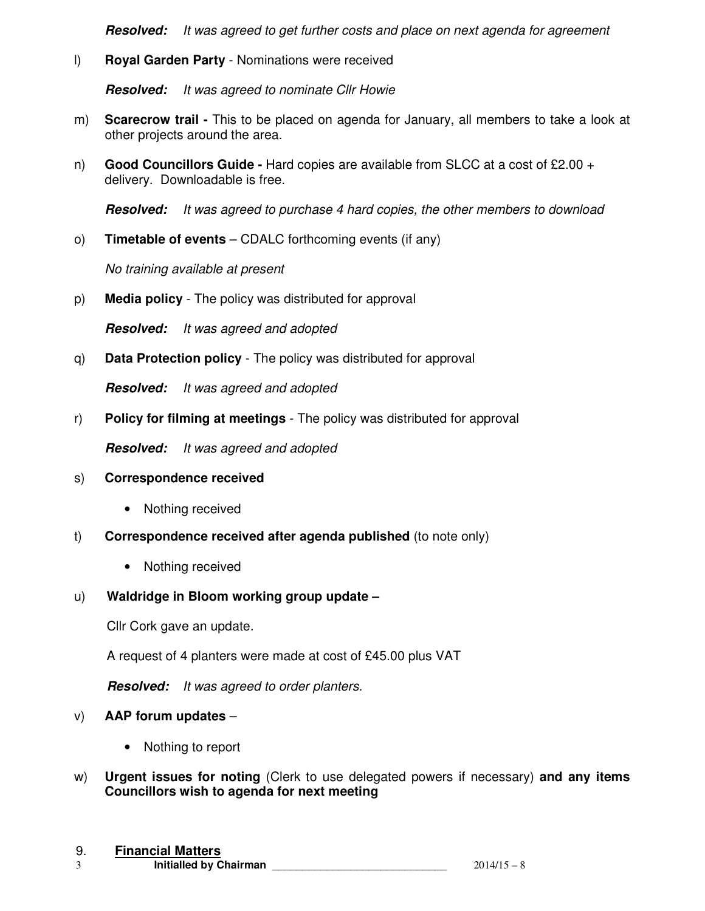***Resolved:*** *It was agreed to get further costs and place on next agenda for agreement*

l) **Royal Garden Party** - Nominations were received

***Resolved:*** *It was agreed to nominate Cllr Howie*

m) **Scarecrow trail -** This to be placed on agenda for January, all members to take a look at other projects around the area.

n) **Good Councillors Guide -** Hard copies are available from SLCC at a cost of £2.00 + delivery. Downloadable is free.

***Resolved:*** *It was agreed to purchase 4 hard copies, the other members to download*

o) **Timetable of events** – CDALC forthcoming events (if any)

*No training available at present*

p) **Media policy** - The policy was distributed for approval

***Resolved:*** *It was agreed and adopted*

q) **Data Protection policy** - The policy was distributed for approval

***Resolved:*** *It was agreed and adopted*

r) **Policy for filming at meetings** - The policy was distributed for approval

***Resolved:*** *It was agreed and adopted*

s) **Correspondence received**

- Nothing received

t) **Correspondence received after agenda published** (to note only)

- Nothing received

u) **Waldridge in Bloom working group update –**

Cllr Cork gave an update.

A request of 4 planters were made at cost of £45.00 plus VAT

***Resolved:*** *It was agreed to order planters.*

v) **AAP forum updates** –

- Nothing to report

w) **Urgent issues for noting** (Clerk to use delegated powers if necessary) **and any items Councillors wish to agenda for next meeting**

9. **Financial Matters**

**Initialled by Chairman** ____________________________ 2014/15 – 8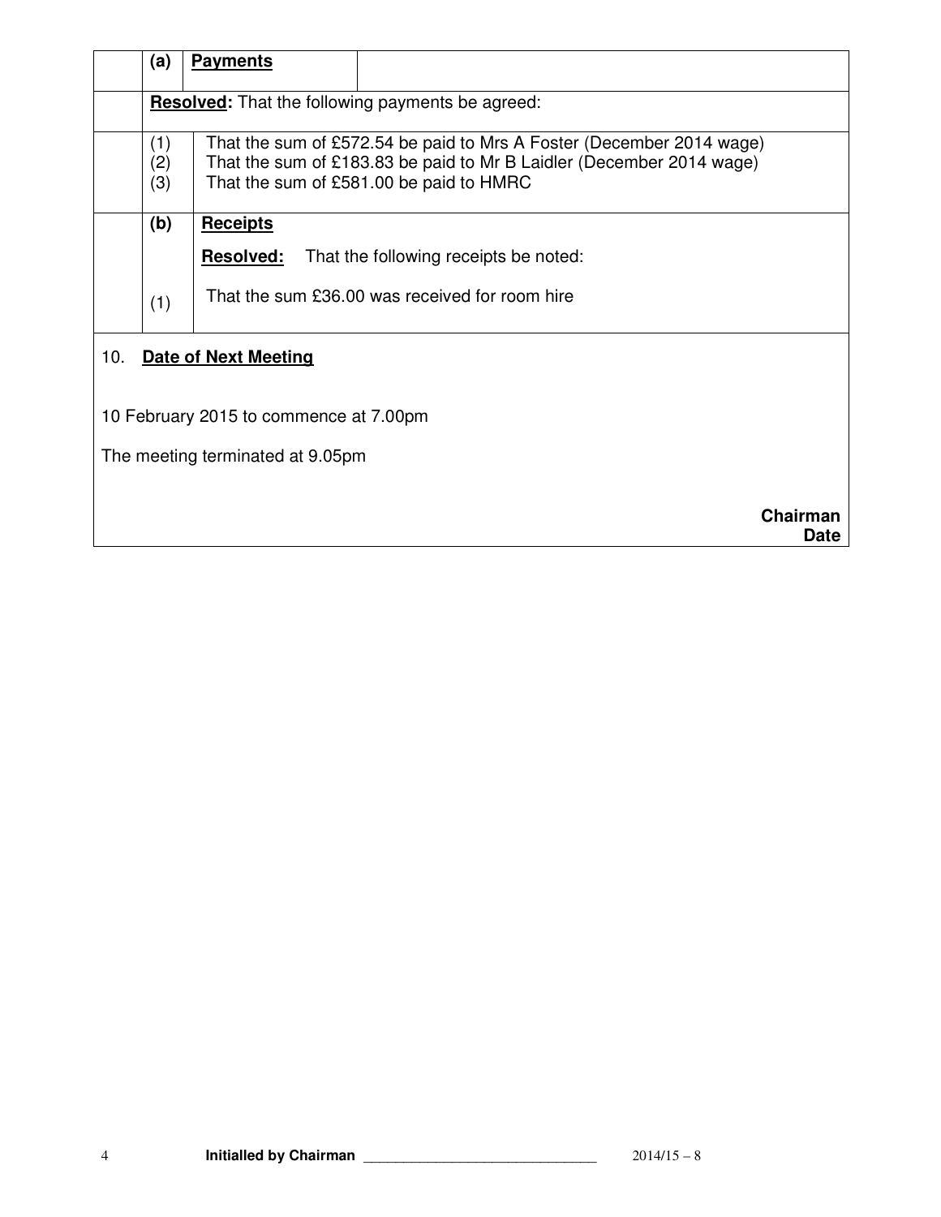**(a) Payments**

**Resolved:** That the following payments be agreed:

(1) That the sum of £572.54 be paid to Mrs A Foster (December 2014 wage)
(2) That the sum of £183.83 be paid to Mr B Laidler (December 2014 wage)
(3) That the sum of £581.00 be paid to HMRC

**(b) Receipts**

**Resolved:** That the following receipts be noted:

(1) That the sum £36.00 was received for room hire

## 10. Date of Next Meeting

10 February 2015 to commence at 7.00pm

The meeting terminated at 9.05pm

**Chairman**
**Date**

**Initialled by Chairman** ______________________________ 2014/15 – 8